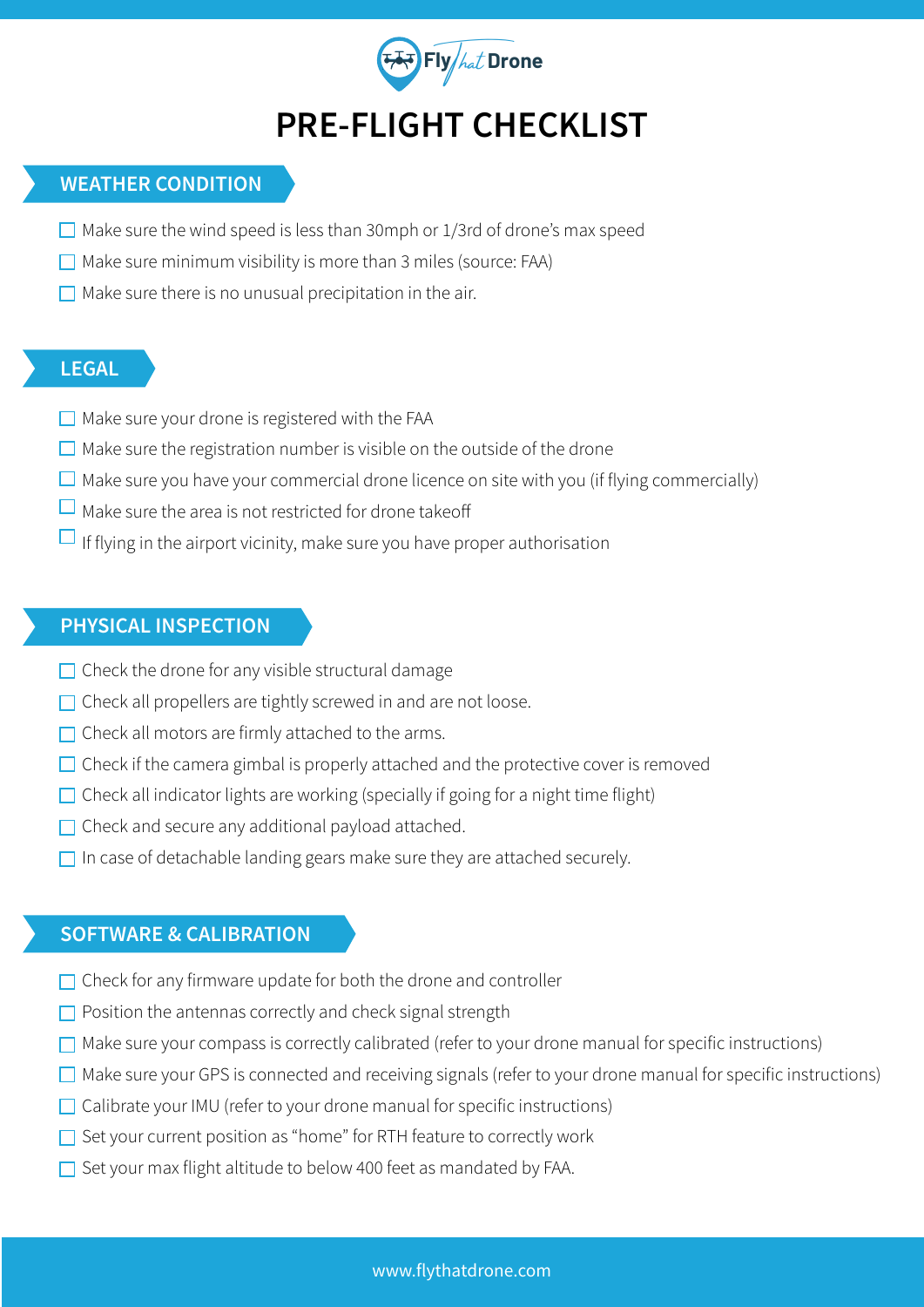# PRE-FLIGHT CHECKLIST

## WEATHER CONDITION

- ☐ Make sure the wind speed is less than 30mph or 1/3rd of drone's max speed
- ☐ Make sure minimum visibility is more than 3 miles (source: FAA)
- ☐ Make sure there is no unusual precipitation in the air.

## LEGAL

- ☐ Make sure your drone is registered with the FAA
- ☐ Make sure the registration number is visible on the outside of the drone
- ☐ Make sure you have your commercial drone licence on site with you (if flying commercially)
- ☐ Make sure the area is not restricted for drone takeoff
- ☐ If flying in the airport vicinity, make sure you have proper authorisation

## PHYSICAL INSPECTION

- ☐ Check the drone for any visible structural damage
- ☐ Check all propellers are tightly screwed in and are not loose.
- ☐ Check all motors are firmly attached to the arms.
- ☐ Check if the camera gimbal is properly attached and the protective cover is removed
- ☐ Check all indicator lights are working (specially if going for a night time flight)
- ☐ Check and secure any additional payload attached.
- ☐ In case of detachable landing gears make sure they are attached securely.

## SOFTWARE & CALIBRATION

- ☐ Check for any firmware update for both the drone and controller
- ☐ Position the antennas correctly and check signal strength
- ☐ Make sure your compass is correctly calibrated (refer to your drone manual for specific instructions)
- ☐ Make sure your GPS is connected and receiving signals (refer to your drone manual for specific instructions)
- ☐ Calibrate your IMU (refer to your drone manual for specific instructions)
- ☐ Set your current position as "home" for RTH feature to correctly work
- ☐ Set your max flight altitude to below 400 feet as mandated by FAA.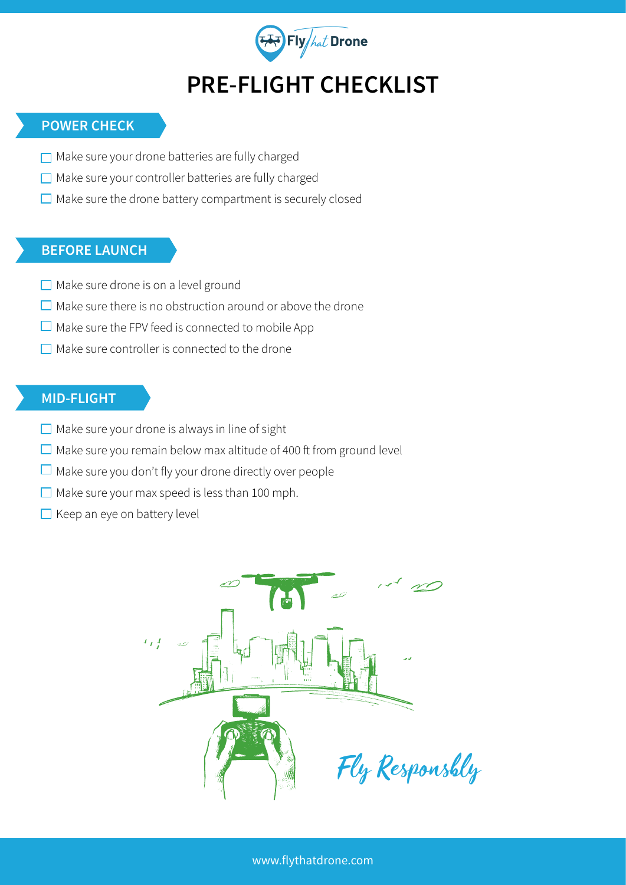Fly That Drone

# PRE-FLIGHT CHECKLIST

## POWER CHECK

- ☐ Make sure your drone batteries are fully charged
- ☐ Make sure your controller batteries are fully charged
- ☐ Make sure the drone battery compartment is securely closed

## BEFORE LAUNCH

- ☐ Make sure drone is on a level ground
- ☐ Make sure there is no obstruction around or above the drone
- ☐ Make sure the FPV feed is connected to mobile App
- ☐ Make sure controller is connected to the drone

## MID-FLIGHT

- ☐ Make sure your drone is always in line of sight
- ☐ Make sure you remain below max altitude of 400 ft from ground level
- ☐ Make sure you don't fly your drone directly over people
- ☐ Make sure your max speed is less than 100 mph.
- ☐ Keep an eye on battery level

*Fly Responsbly*

www.flythatdrone.com